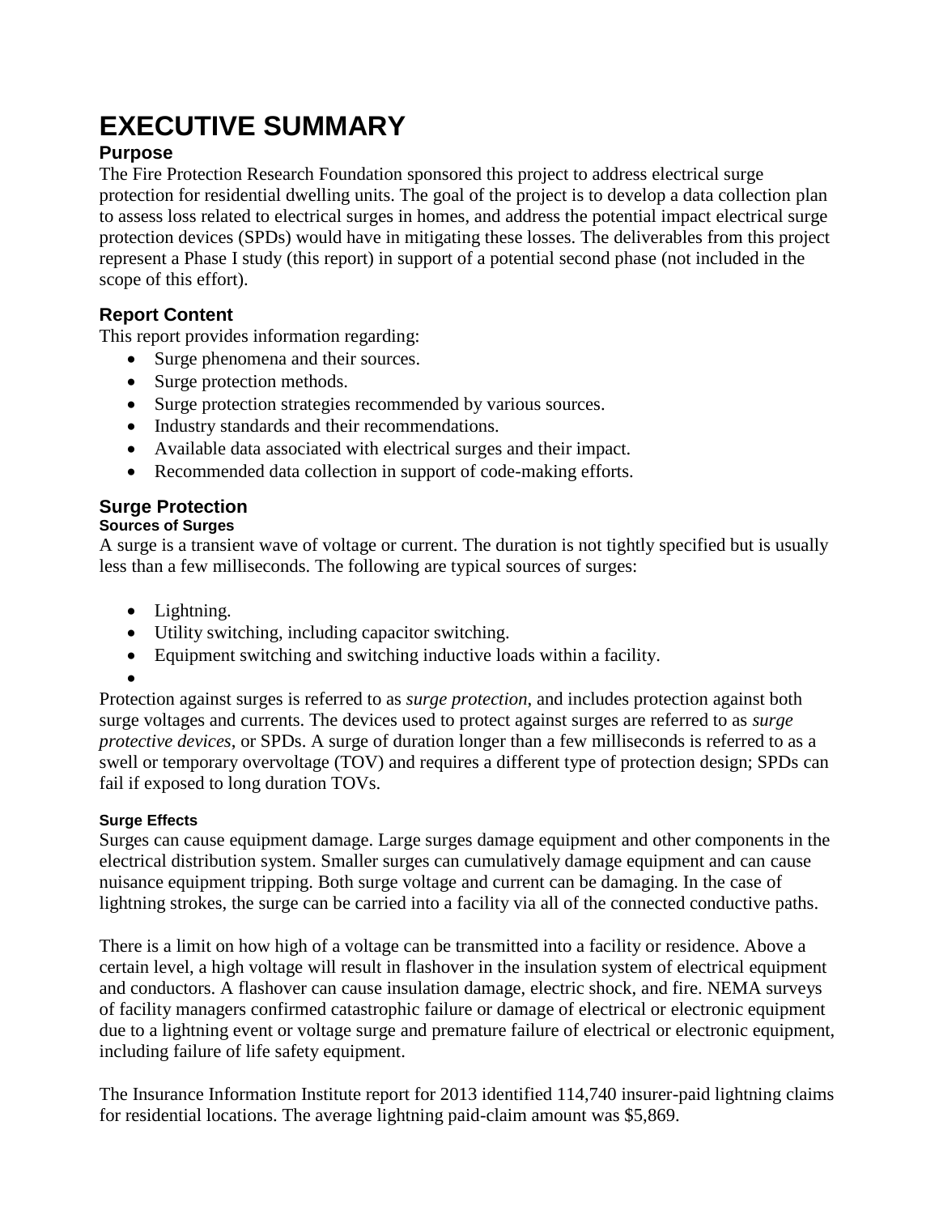# EXECUTIVE SUMMARY

## Purpose

The Fire Protection Research Foundation sponsored this project to address electrical surge protection for residential dwelling units. The goal of the project is to develop a data collection plan to assess loss related to electrical surges in homes, and address the potential impact electrical surge protection devices (SPDs) would have in mitigating these losses. The deliverables from this project represent a Phase I study (this report) in support of a potential second phase (not included in the scope of this effort).

## Report Content

This report provides information regarding:

- Surge phenomena and their sources.
- Surge protection methods.
- Surge protection strategies recommended by various sources.
- Industry standards and their recommendations.
- Available data associated with electrical surges and their impact.
- Recommended data collection in support of code-making efforts.

## Surge Protection

### Sources of Surges

A surge is a transient wave of voltage or current. The duration is not tightly specified but is usually less than a few milliseconds. The following are typical sources of surges:

- Lightning.
- Utility switching, including capacitor switching.
- Equipment switching and switching inductive loads within a facility.

Protection against surges is referred to as *surge protection*, and includes protection against both surge voltages and currents. The devices used to protect against surges are referred to as *surge protective devices*, or SPDs. A surge of duration longer than a few milliseconds is referred to as a swell or temporary overvoltage (TOV) and requires a different type of protection design; SPDs can fail if exposed to long duration TOVs.

### Surge Effects

Surges can cause equipment damage. Large surges damage equipment and other components in the electrical distribution system. Smaller surges can cumulatively damage equipment and can cause nuisance equipment tripping. Both surge voltage and current can be damaging. In the case of lightning strokes, the surge can be carried into a facility via all of the connected conductive paths.

There is a limit on how high of a voltage can be transmitted into a facility or residence. Above a certain level, a high voltage will result in flashover in the insulation system of electrical equipment and conductors. A flashover can cause insulation damage, electric shock, and fire. NEMA surveys of facility managers confirmed catastrophic failure or damage of electrical or electronic equipment due to a lightning event or voltage surge and premature failure of electrical or electronic equipment, including failure of life safety equipment.

The Insurance Information Institute report for 2013 identified 114,740 insurer-paid lightning claims for residential locations. The average lightning paid-claim amount was $5,869.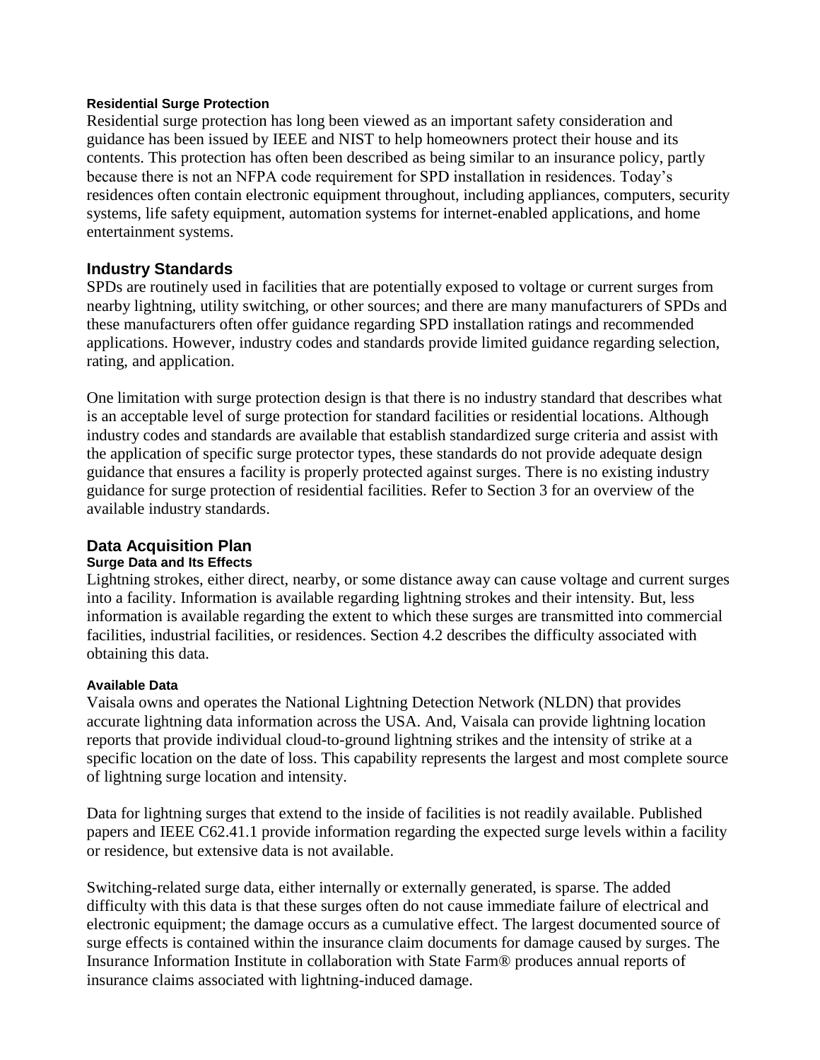#### Residential Surge Protection

Residential surge protection has long been viewed as an important safety consideration and guidance has been issued by IEEE and NIST to help homeowners protect their house and its contents. This protection has often been described as being similar to an insurance policy, partly because there is not an NFPA code requirement for SPD installation in residences. Today's residences often contain electronic equipment throughout, including appliances, computers, security systems, life safety equipment, automation systems for internet-enabled applications, and home entertainment systems.

### Industry Standards

SPDs are routinely used in facilities that are potentially exposed to voltage or current surges from nearby lightning, utility switching, or other sources; and there are many manufacturers of SPDs and these manufacturers often offer guidance regarding SPD installation ratings and recommended applications. However, industry codes and standards provide limited guidance regarding selection, rating, and application.

One limitation with surge protection design is that there is no industry standard that describes what is an acceptable level of surge protection for standard facilities or residential locations. Although industry codes and standards are available that establish standardized surge criteria and assist with the application of specific surge protector types, these standards do not provide adequate design guidance that ensures a facility is properly protected against surges. There is no existing industry guidance for surge protection of residential facilities. Refer to Section 3 for an overview of the available industry standards.

### Data Acquisition Plan

#### Surge Data and Its Effects

Lightning strokes, either direct, nearby, or some distance away can cause voltage and current surges into a facility. Information is available regarding lightning strokes and their intensity. But, less information is available regarding the extent to which these surges are transmitted into commercial facilities, industrial facilities, or residences. Section 4.2 describes the difficulty associated with obtaining this data.

#### Available Data

Vaisala owns and operates the National Lightning Detection Network (NLDN) that provides accurate lightning data information across the USA. And, Vaisala can provide lightning location reports that provide individual cloud-to-ground lightning strikes and the intensity of strike at a specific location on the date of loss. This capability represents the largest and most complete source of lightning surge location and intensity.

Data for lightning surges that extend to the inside of facilities is not readily available. Published papers and IEEE C62.41.1 provide information regarding the expected surge levels within a facility or residence, but extensive data is not available.

Switching-related surge data, either internally or externally generated, is sparse. The added difficulty with this data is that these surges often do not cause immediate failure of electrical and electronic equipment; the damage occurs as a cumulative effect. The largest documented source of surge effects is contained within the insurance claim documents for damage caused by surges. The Insurance Information Institute in collaboration with State Farm® produces annual reports of insurance claims associated with lightning-induced damage.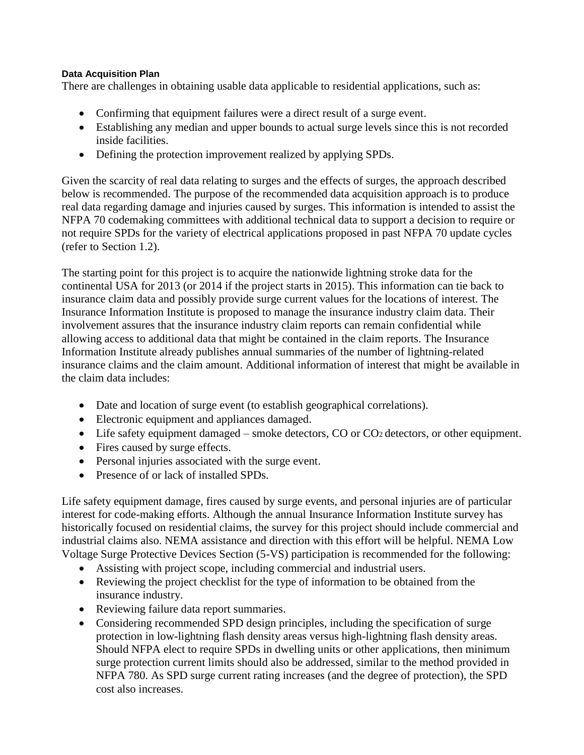**Data Acquisition Plan**

There are challenges in obtaining usable data applicable to residential applications, such as:

- Confirming that equipment failures were a direct result of a surge event.
- Establishing any median and upper bounds to actual surge levels since this is not recorded inside facilities.
- Defining the protection improvement realized by applying SPDs.

Given the scarcity of real data relating to surges and the effects of surges, the approach described below is recommended. The purpose of the recommended data acquisition approach is to produce real data regarding damage and injuries caused by surges. This information is intended to assist the NFPA 70 codemaking committees with additional technical data to support a decision to require or not require SPDs for the variety of electrical applications proposed in past NFPA 70 update cycles (refer to Section 1.2).

The starting point for this project is to acquire the nationwide lightning stroke data for the continental USA for 2013 (or 2014 if the project starts in 2015). This information can tie back to insurance claim data and possibly provide surge current values for the locations of interest. The Insurance Information Institute is proposed to manage the insurance industry claim data. Their involvement assures that the insurance industry claim reports can remain confidential while allowing access to additional data that might be contained in the claim reports. The Insurance Information Institute already publishes annual summaries of the number of lightning-related insurance claims and the claim amount. Additional information of interest that might be available in the claim data includes:

- Date and location of surge event (to establish geographical correlations).
- Electronic equipment and appliances damaged.
- Life safety equipment damaged – smoke detectors, CO or $CO_2$ detectors, or other equipment.
- Fires caused by surge effects.
- Personal injuries associated with the surge event.
- Presence of or lack of installed SPDs.

Life safety equipment damage, fires caused by surge events, and personal injuries are of particular interest for code-making efforts. Although the annual Insurance Information Institute survey has historically focused on residential claims, the survey for this project should include commercial and industrial claims also. NEMA assistance and direction with this effort will be helpful. NEMA Low Voltage Surge Protective Devices Section (5-VS) participation is recommended for the following:

- Assisting with project scope, including commercial and industrial users.
- Reviewing the project checklist for the type of information to be obtained from the insurance industry.
- Reviewing failure data report summaries.
- Considering recommended SPD design principles, including the specification of surge protection in low-lightning flash density areas versus high-lightning flash density areas. Should NFPA elect to require SPDs in dwelling units or other applications, then minimum surge protection current limits should also be addressed, similar to the method provided in NFPA 780. As SPD surge current rating increases (and the degree of protection), the SPD cost also increases.